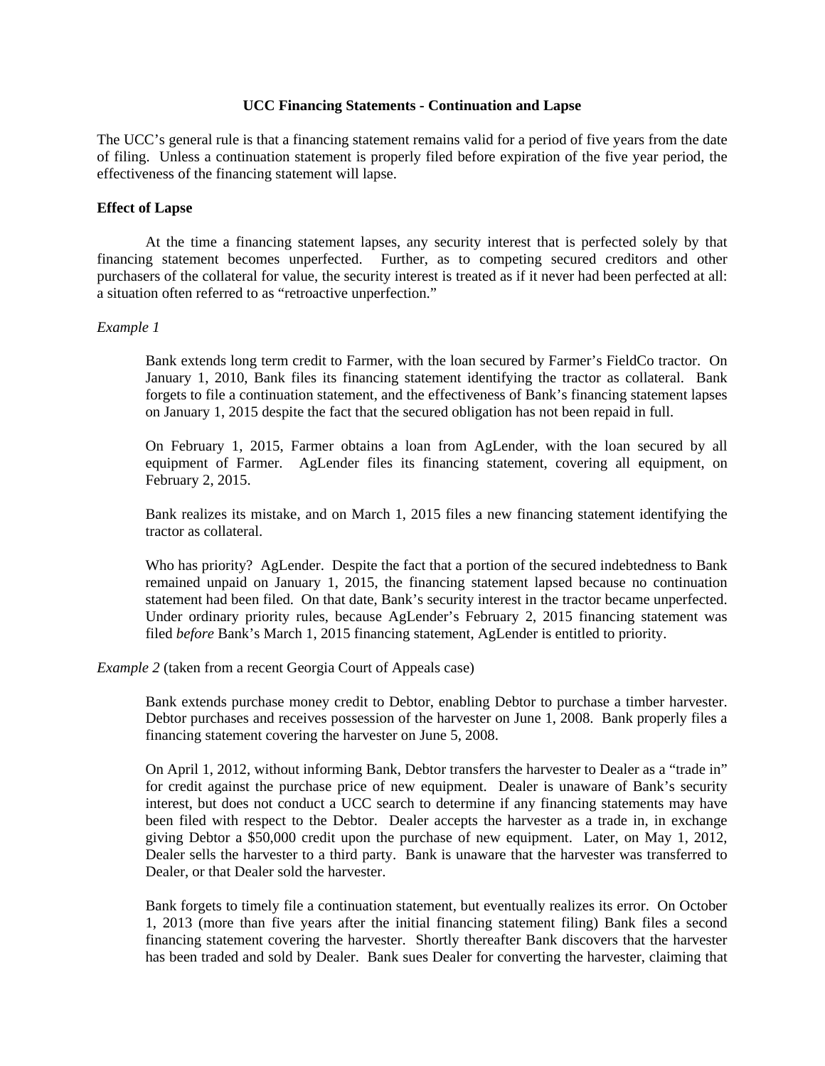# UCC Financing Statements - Continuation and Lapse

The UCC's general rule is that a financing statement remains valid for a period of five years from the date of filing. Unless a continuation statement is properly filed before expiration of the five year period, the effectiveness of the financing statement will lapse.

## Effect of Lapse

At the time a financing statement lapses, any security interest that is perfected solely by that financing statement becomes unperfected. Further, as to competing secured creditors and other purchasers of the collateral for value, the security interest is treated as if it never had been perfected at all: a situation often referred to as "retroactive unperfection."

*Example 1*

> Bank extends long term credit to Farmer, with the loan secured by Farmer's FieldCo tractor. On January 1, 2010, Bank files its financing statement identifying the tractor as collateral. Bank forgets to file a continuation statement, and the effectiveness of Bank's financing statement lapses on January 1, 2015 despite the fact that the secured obligation has not been repaid in full.
>
> On February 1, 2015, Farmer obtains a loan from AgLender, with the loan secured by all equipment of Farmer. AgLender files its financing statement, covering all equipment, on February 2, 2015.
>
> Bank realizes its mistake, and on March 1, 2015 files a new financing statement identifying the tractor as collateral.
>
> Who has priority? AgLender. Despite the fact that a portion of the secured indebtedness to Bank remained unpaid on January 1, 2015, the financing statement lapsed because no continuation statement had been filed. On that date, Bank's security interest in the tractor became unperfected. Under ordinary priority rules, because AgLender's February 2, 2015 financing statement was filed *before* Bank's March 1, 2015 financing statement, AgLender is entitled to priority.

*Example 2* (taken from a recent Georgia Court of Appeals case)

> Bank extends purchase money credit to Debtor, enabling Debtor to purchase a timber harvester. Debtor purchases and receives possession of the harvester on June 1, 2008. Bank properly files a financing statement covering the harvester on June 5, 2008.
>
> On April 1, 2012, without informing Bank, Debtor transfers the harvester to Dealer as a "trade in" for credit against the purchase price of new equipment. Dealer is unaware of Bank's security interest, but does not conduct a UCC search to determine if any financing statements may have been filed with respect to the Debtor. Dealer accepts the harvester as a trade in, in exchange giving Debtor a $50,000 credit upon the purchase of new equipment. Later, on May 1, 2012, Dealer sells the harvester to a third party. Bank is unaware that the harvester was transferred to Dealer, or that Dealer sold the harvester.
>
> Bank forgets to timely file a continuation statement, but eventually realizes its error. On October 1, 2013 (more than five years after the initial financing statement filing) Bank files a second financing statement covering the harvester. Shortly thereafter Bank discovers that the harvester has been traded and sold by Dealer. Bank sues Dealer for converting the harvester, claiming that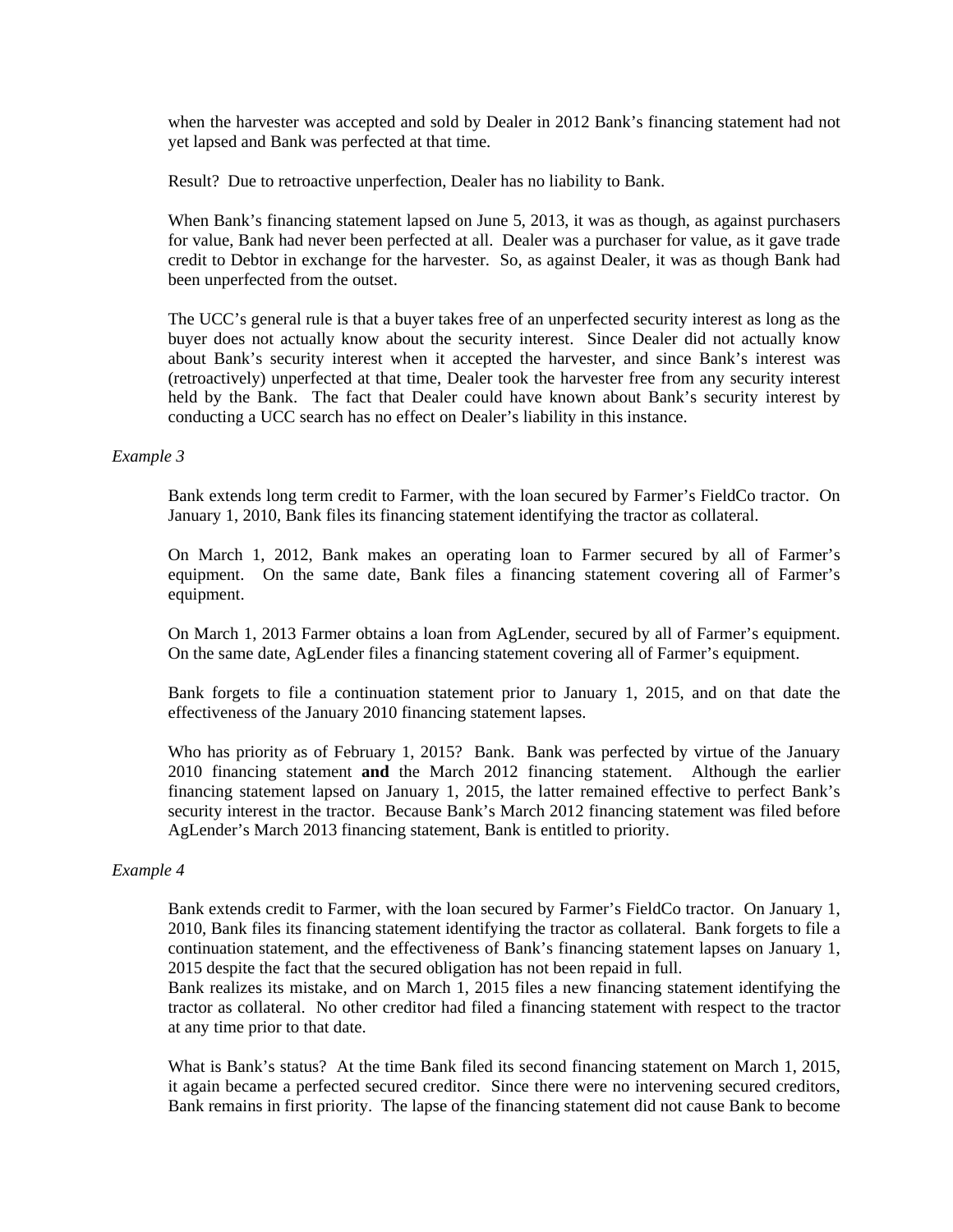when the harvester was accepted and sold by Dealer in 2012 Bank's financing statement had not yet lapsed and Bank was perfected at that time.

Result? Due to retroactive unperfection, Dealer has no liability to Bank.

When Bank's financing statement lapsed on June 5, 2013, it was as though, as against purchasers for value, Bank had never been perfected at all. Dealer was a purchaser for value, as it gave trade credit to Debtor in exchange for the harvester. So, as against Dealer, it was as though Bank had been unperfected from the outset.

The UCC's general rule is that a buyer takes free of an unperfected security interest as long as the buyer does not actually know about the security interest. Since Dealer did not actually know about Bank's security interest when it accepted the harvester, and since Bank's interest was (retroactively) unperfected at that time, Dealer took the harvester free from any security interest held by the Bank. The fact that Dealer could have known about Bank's security interest by conducting a UCC search has no effect on Dealer's liability in this instance.

*Example 3*

Bank extends long term credit to Farmer, with the loan secured by Farmer's FieldCo tractor. On January 1, 2010, Bank files its financing statement identifying the tractor as collateral.

On March 1, 2012, Bank makes an operating loan to Farmer secured by all of Farmer's equipment. On the same date, Bank files a financing statement covering all of Farmer's equipment.

On March 1, 2013 Farmer obtains a loan from AgLender, secured by all of Farmer's equipment. On the same date, AgLender files a financing statement covering all of Farmer's equipment.

Bank forgets to file a continuation statement prior to January 1, 2015, and on that date the effectiveness of the January 2010 financing statement lapses.

Who has priority as of February 1, 2015? Bank. Bank was perfected by virtue of the January 2010 financing statement **and** the March 2012 financing statement. Although the earlier financing statement lapsed on January 1, 2015, the latter remained effective to perfect Bank's security interest in the tractor. Because Bank's March 2012 financing statement was filed before AgLender's March 2013 financing statement, Bank is entitled to priority.

*Example 4*

Bank extends credit to Farmer, with the loan secured by Farmer's FieldCo tractor. On January 1, 2010, Bank files its financing statement identifying the tractor as collateral. Bank forgets to file a continuation statement, and the effectiveness of Bank's financing statement lapses on January 1, 2015 despite the fact that the secured obligation has not been repaid in full.
Bank realizes its mistake, and on March 1, 2015 files a new financing statement identifying the tractor as collateral. No other creditor had filed a financing statement with respect to the tractor at any time prior to that date.

What is Bank's status? At the time Bank filed its second financing statement on March 1, 2015, it again became a perfected secured creditor. Since there were no intervening secured creditors, Bank remains in first priority. The lapse of the financing statement did not cause Bank to become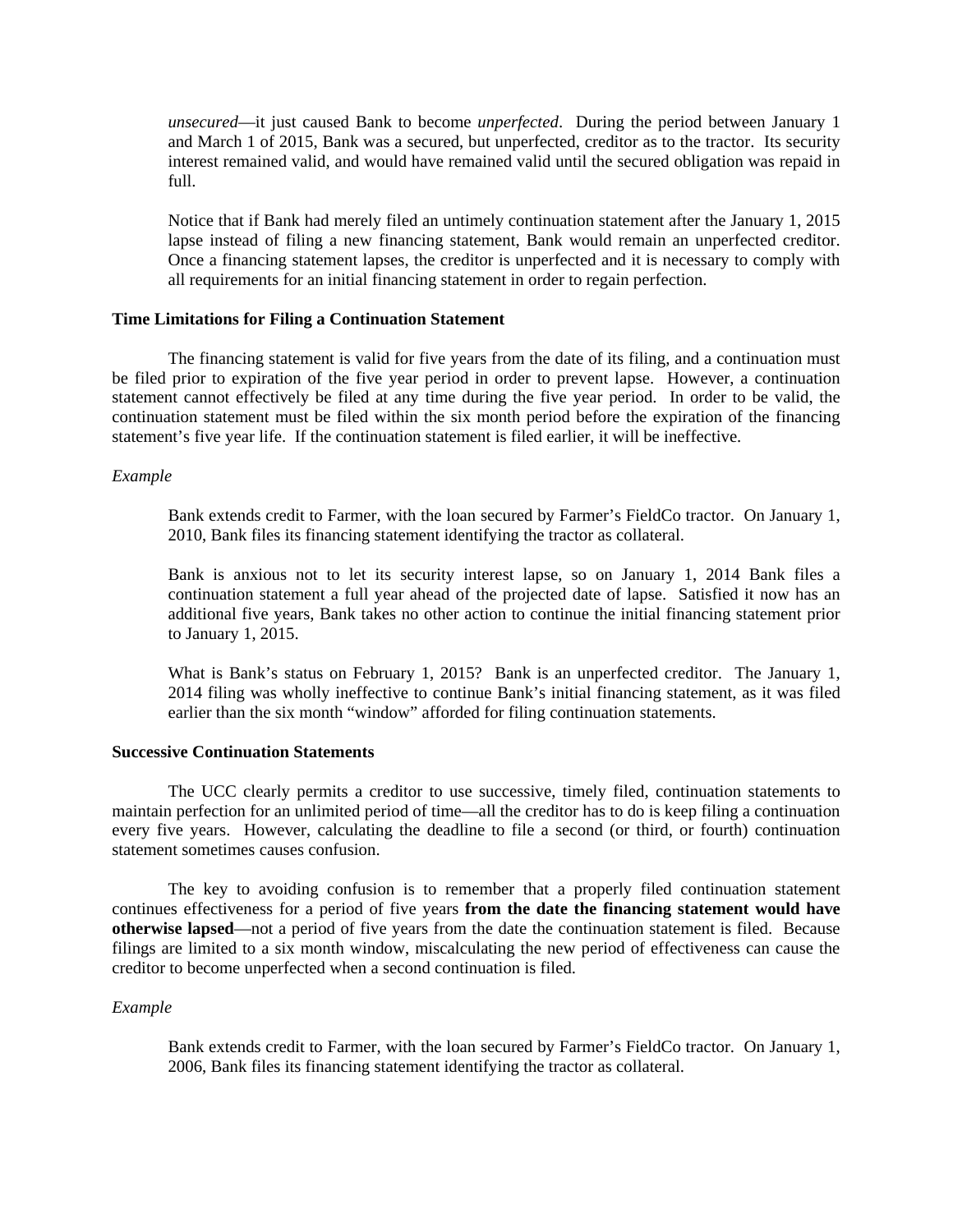*unsecured*—it just caused Bank to become *unperfected*. During the period between January 1 and March 1 of 2015, Bank was a secured, but unperfected, creditor as to the tractor. Its security interest remained valid, and would have remained valid until the secured obligation was repaid in full.

Notice that if Bank had merely filed an untimely continuation statement after the January 1, 2015 lapse instead of filing a new financing statement, Bank would remain an unperfected creditor. Once a financing statement lapses, the creditor is unperfected and it is necessary to comply with all requirements for an initial financing statement in order to regain perfection.

**Time Limitations for Filing a Continuation Statement**

The financing statement is valid for five years from the date of its filing, and a continuation must be filed prior to expiration of the five year period in order to prevent lapse. However, a continuation statement cannot effectively be filed at any time during the five year period. In order to be valid, the continuation statement must be filed within the six month period before the expiration of the financing statement's five year life. If the continuation statement is filed earlier, it will be ineffective.

*Example*

Bank extends credit to Farmer, with the loan secured by Farmer's FieldCo tractor. On January 1, 2010, Bank files its financing statement identifying the tractor as collateral.

Bank is anxious not to let its security interest lapse, so on January 1, 2014 Bank files a continuation statement a full year ahead of the projected date of lapse. Satisfied it now has an additional five years, Bank takes no other action to continue the initial financing statement prior to January 1, 2015.

What is Bank's status on February 1, 2015? Bank is an unperfected creditor. The January 1, 2014 filing was wholly ineffective to continue Bank's initial financing statement, as it was filed earlier than the six month "window" afforded for filing continuation statements.

**Successive Continuation Statements**

The UCC clearly permits a creditor to use successive, timely filed, continuation statements to maintain perfection for an unlimited period of time—all the creditor has to do is keep filing a continuation every five years. However, calculating the deadline to file a second (or third, or fourth) continuation statement sometimes causes confusion.

The key to avoiding confusion is to remember that a properly filed continuation statement continues effectiveness for a period of five years **from the date the financing statement would have otherwise lapsed**—not a period of five years from the date the continuation statement is filed. Because filings are limited to a six month window, miscalculating the new period of effectiveness can cause the creditor to become unperfected when a second continuation is filed.

*Example*

Bank extends credit to Farmer, with the loan secured by Farmer's FieldCo tractor. On January 1, 2006, Bank files its financing statement identifying the tractor as collateral.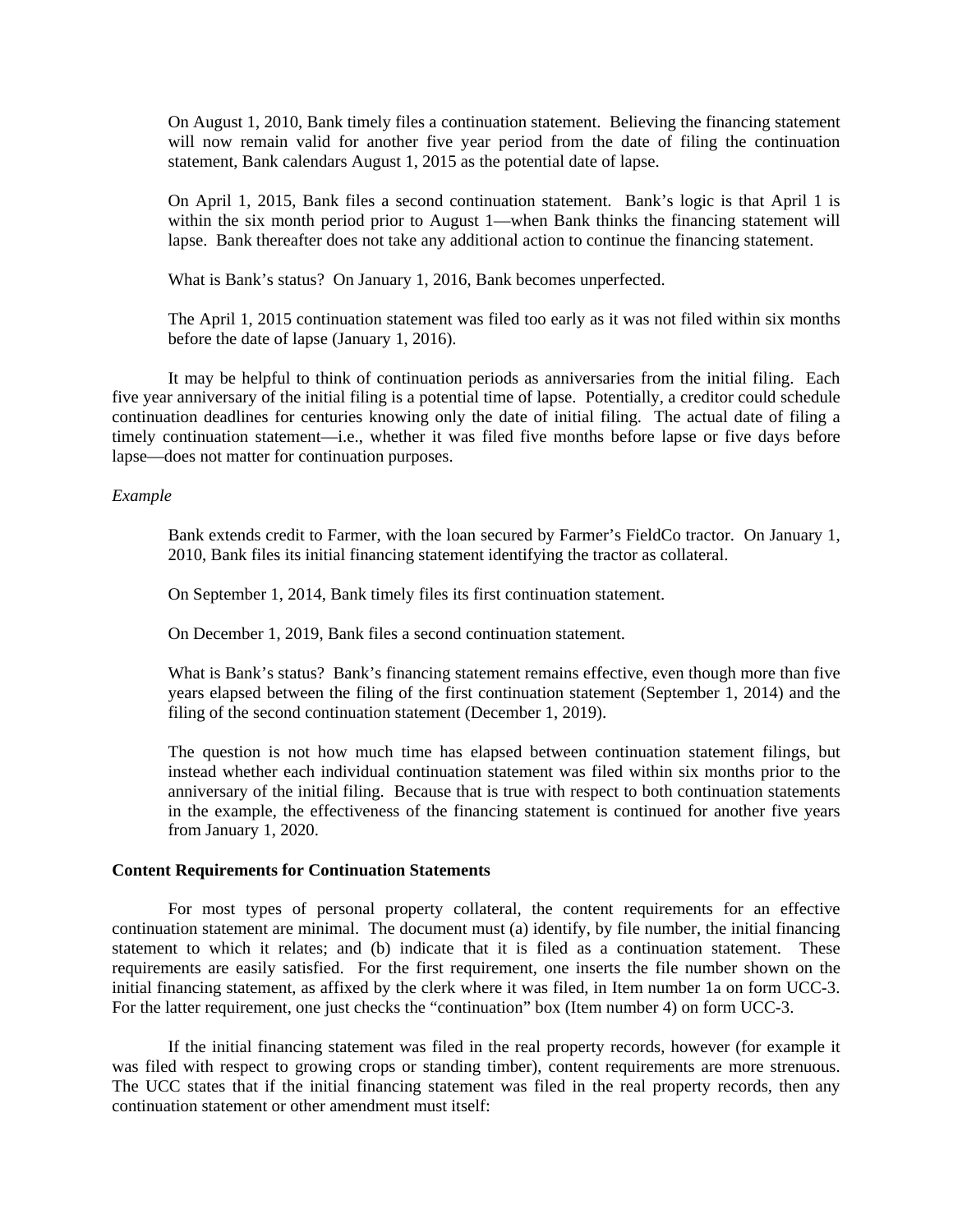On August 1, 2010, Bank timely files a continuation statement. Believing the financing statement will now remain valid for another five year period from the date of filing the continuation statement, Bank calendars August 1, 2015 as the potential date of lapse.

On April 1, 2015, Bank files a second continuation statement. Bank's logic is that April 1 is within the six month period prior to August 1—when Bank thinks the financing statement will lapse. Bank thereafter does not take any additional action to continue the financing statement.

What is Bank's status? On January 1, 2016, Bank becomes unperfected.

The April 1, 2015 continuation statement was filed too early as it was not filed within six months before the date of lapse (January 1, 2016).

It may be helpful to think of continuation periods as anniversaries from the initial filing. Each five year anniversary of the initial filing is a potential time of lapse. Potentially, a creditor could schedule continuation deadlines for centuries knowing only the date of initial filing. The actual date of filing a timely continuation statement—i.e., whether it was filed five months before lapse or five days before lapse—does not matter for continuation purposes.

*Example*

Bank extends credit to Farmer, with the loan secured by Farmer's FieldCo tractor. On January 1, 2010, Bank files its initial financing statement identifying the tractor as collateral.

On September 1, 2014, Bank timely files its first continuation statement.

On December 1, 2019, Bank files a second continuation statement.

What is Bank's status? Bank's financing statement remains effective, even though more than five years elapsed between the filing of the first continuation statement (September 1, 2014) and the filing of the second continuation statement (December 1, 2019).

The question is not how much time has elapsed between continuation statement filings, but instead whether each individual continuation statement was filed within six months prior to the anniversary of the initial filing. Because that is true with respect to both continuation statements in the example, the effectiveness of the financing statement is continued for another five years from January 1, 2020.

**Content Requirements for Continuation Statements**

For most types of personal property collateral, the content requirements for an effective continuation statement are minimal. The document must (a) identify, by file number, the initial financing statement to which it relates; and (b) indicate that it is filed as a continuation statement. These requirements are easily satisfied. For the first requirement, one inserts the file number shown on the initial financing statement, as affixed by the clerk where it was filed, in Item number 1a on form UCC-3. For the latter requirement, one just checks the "continuation" box (Item number 4) on form UCC-3.

If the initial financing statement was filed in the real property records, however (for example it was filed with respect to growing crops or standing timber), content requirements are more strenuous. The UCC states that if the initial financing statement was filed in the real property records, then any continuation statement or other amendment must itself: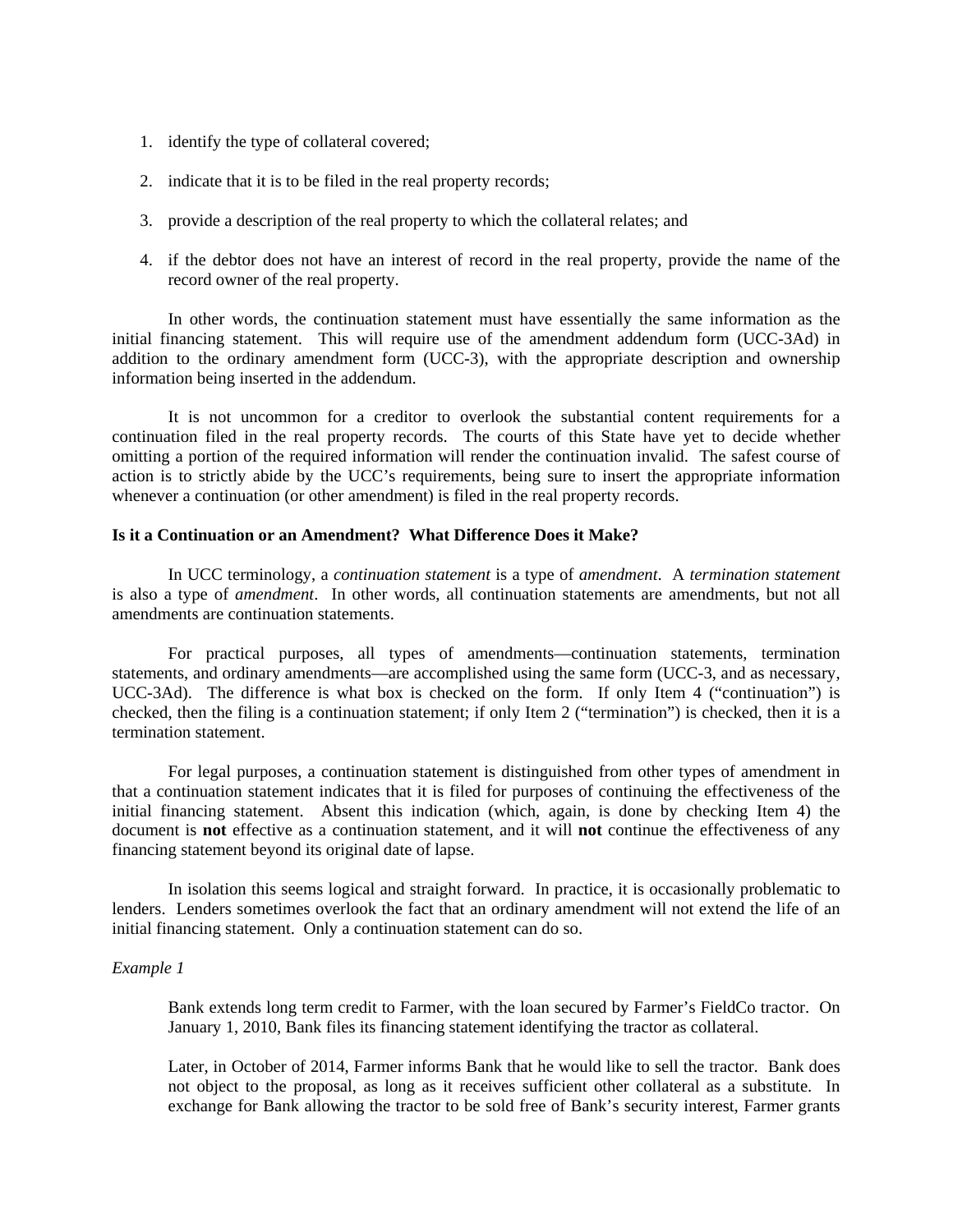1. identify the type of collateral covered;
2. indicate that it is to be filed in the real property records;
3. provide a description of the real property to which the collateral relates; and
4. if the debtor does not have an interest of record in the real property, provide the name of the record owner of the real property.

In other words, the continuation statement must have essentially the same information as the initial financing statement. This will require use of the amendment addendum form (UCC-3Ad) in addition to the ordinary amendment form (UCC-3), with the appropriate description and ownership information being inserted in the addendum.

It is not uncommon for a creditor to overlook the substantial content requirements for a continuation filed in the real property records. The courts of this State have yet to decide whether omitting a portion of the required information will render the continuation invalid. The safest course of action is to strictly abide by the UCC's requirements, being sure to insert the appropriate information whenever a continuation (or other amendment) is filed in the real property records.

**Is it a Continuation or an Amendment? What Difference Does it Make?**

In UCC terminology, a *continuation statement* is a type of *amendment*. A *termination statement* is also a type of *amendment*. In other words, all continuation statements are amendments, but not all amendments are continuation statements.

For practical purposes, all types of amendments—continuation statements, termination statements, and ordinary amendments—are accomplished using the same form (UCC-3, and as necessary, UCC-3Ad). The difference is what box is checked on the form. If only Item 4 ("continuation") is checked, then the filing is a continuation statement; if only Item 2 ("termination") is checked, then it is a termination statement.

For legal purposes, a continuation statement is distinguished from other types of amendment in that a continuation statement indicates that it is filed for purposes of continuing the effectiveness of the initial financing statement. Absent this indication (which, again, is done by checking Item 4) the document is **not** effective as a continuation statement, and it will **not** continue the effectiveness of any financing statement beyond its original date of lapse.

In isolation this seems logical and straight forward. In practice, it is occasionally problematic to lenders. Lenders sometimes overlook the fact that an ordinary amendment will not extend the life of an initial financing statement. Only a continuation statement can do so.

*Example 1*

> Bank extends long term credit to Farmer, with the loan secured by Farmer's FieldCo tractor. On January 1, 2010, Bank files its financing statement identifying the tractor as collateral.
>
> Later, in October of 2014, Farmer informs Bank that he would like to sell the tractor. Bank does not object to the proposal, as long as it receives sufficient other collateral as a substitute. In exchange for Bank allowing the tractor to be sold free of Bank's security interest, Farmer grants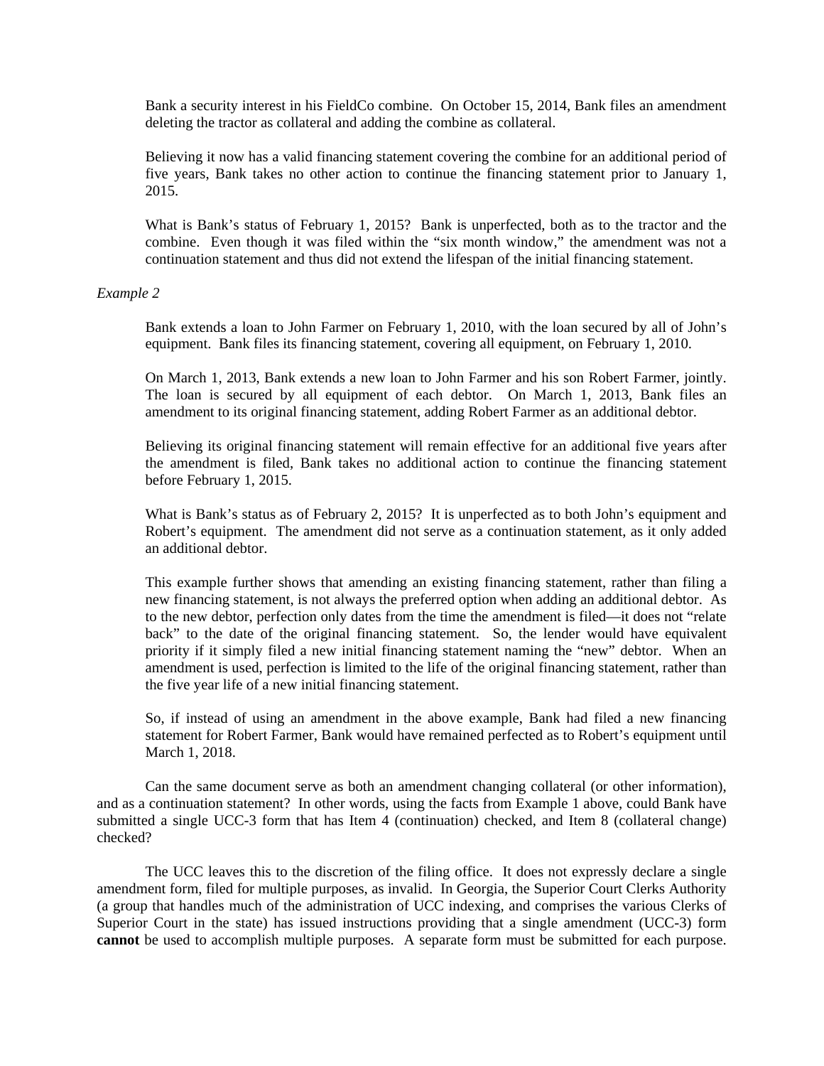Bank a security interest in his FieldCo combine. On October 15, 2014, Bank files an amendment deleting the tractor as collateral and adding the combine as collateral.

Believing it now has a valid financing statement covering the combine for an additional period of five years, Bank takes no other action to continue the financing statement prior to January 1, 2015.

What is Bank's status of February 1, 2015? Bank is unperfected, both as to the tractor and the combine. Even though it was filed within the "six month window," the amendment was not a continuation statement and thus did not extend the lifespan of the initial financing statement.

*Example 2*

Bank extends a loan to John Farmer on February 1, 2010, with the loan secured by all of John's equipment. Bank files its financing statement, covering all equipment, on February 1, 2010.

On March 1, 2013, Bank extends a new loan to John Farmer and his son Robert Farmer, jointly. The loan is secured by all equipment of each debtor. On March 1, 2013, Bank files an amendment to its original financing statement, adding Robert Farmer as an additional debtor.

Believing its original financing statement will remain effective for an additional five years after the amendment is filed, Bank takes no additional action to continue the financing statement before February 1, 2015.

What is Bank's status as of February 2, 2015? It is unperfected as to both John's equipment and Robert's equipment. The amendment did not serve as a continuation statement, as it only added an additional debtor.

This example further shows that amending an existing financing statement, rather than filing a new financing statement, is not always the preferred option when adding an additional debtor. As to the new debtor, perfection only dates from the time the amendment is filed—it does not "relate back" to the date of the original financing statement. So, the lender would have equivalent priority if it simply filed a new initial financing statement naming the "new" debtor. When an amendment is used, perfection is limited to the life of the original financing statement, rather than the five year life of a new initial financing statement.

So, if instead of using an amendment in the above example, Bank had filed a new financing statement for Robert Farmer, Bank would have remained perfected as to Robert's equipment until March 1, 2018.

Can the same document serve as both an amendment changing collateral (or other information), and as a continuation statement? In other words, using the facts from Example 1 above, could Bank have submitted a single UCC-3 form that has Item 4 (continuation) checked, and Item 8 (collateral change) checked?

The UCC leaves this to the discretion of the filing office. It does not expressly declare a single amendment form, filed for multiple purposes, as invalid. In Georgia, the Superior Court Clerks Authority (a group that handles much of the administration of UCC indexing, and comprises the various Clerks of Superior Court in the state) has issued instructions providing that a single amendment (UCC-3) form **cannot** be used to accomplish multiple purposes. A separate form must be submitted for each purpose.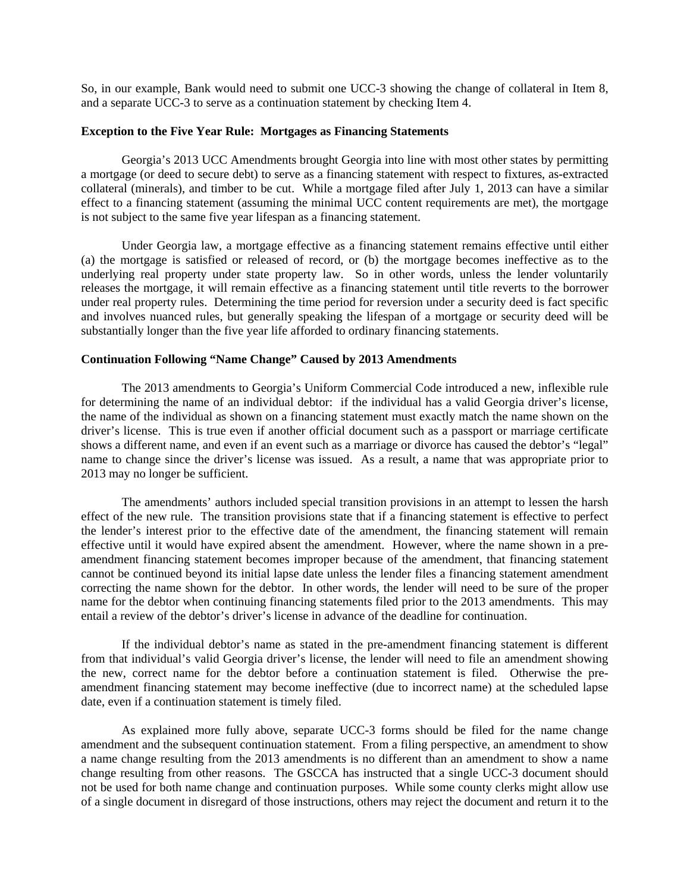So, in our example, Bank would need to submit one UCC-3 showing the change of collateral in Item 8, and a separate UCC-3 to serve as a continuation statement by checking Item 4.

**Exception to the Five Year Rule: Mortgages as Financing Statements**

Georgia's 2013 UCC Amendments brought Georgia into line with most other states by permitting a mortgage (or deed to secure debt) to serve as a financing statement with respect to fixtures, as-extracted collateral (minerals), and timber to be cut. While a mortgage filed after July 1, 2013 can have a similar effect to a financing statement (assuming the minimal UCC content requirements are met), the mortgage is not subject to the same five year lifespan as a financing statement.

Under Georgia law, a mortgage effective as a financing statement remains effective until either (a) the mortgage is satisfied or released of record, or (b) the mortgage becomes ineffective as to the underlying real property under state property law. So in other words, unless the lender voluntarily releases the mortgage, it will remain effective as a financing statement until title reverts to the borrower under real property rules. Determining the time period for reversion under a security deed is fact specific and involves nuanced rules, but generally speaking the lifespan of a mortgage or security deed will be substantially longer than the five year life afforded to ordinary financing statements.

**Continuation Following "Name Change" Caused by 2013 Amendments**

The 2013 amendments to Georgia's Uniform Commercial Code introduced a new, inflexible rule for determining the name of an individual debtor: if the individual has a valid Georgia driver's license, the name of the individual as shown on a financing statement must exactly match the name shown on the driver's license. This is true even if another official document such as a passport or marriage certificate shows a different name, and even if an event such as a marriage or divorce has caused the debtor's "legal" name to change since the driver's license was issued. As a result, a name that was appropriate prior to 2013 may no longer be sufficient.

The amendments' authors included special transition provisions in an attempt to lessen the harsh effect of the new rule. The transition provisions state that if a financing statement is effective to perfect the lender's interest prior to the effective date of the amendment, the financing statement will remain effective until it would have expired absent the amendment. However, where the name shown in a pre-amendment financing statement becomes improper because of the amendment, that financing statement cannot be continued beyond its initial lapse date unless the lender files a financing statement amendment correcting the name shown for the debtor. In other words, the lender will need to be sure of the proper name for the debtor when continuing financing statements filed prior to the 2013 amendments. This may entail a review of the debtor's driver's license in advance of the deadline for continuation.

If the individual debtor's name as stated in the pre-amendment financing statement is different from that individual's valid Georgia driver's license, the lender will need to file an amendment showing the new, correct name for the debtor before a continuation statement is filed. Otherwise the pre-amendment financing statement may become ineffective (due to incorrect name) at the scheduled lapse date, even if a continuation statement is timely filed.

As explained more fully above, separate UCC-3 forms should be filed for the name change amendment and the subsequent continuation statement. From a filing perspective, an amendment to show a name change resulting from the 2013 amendments is no different than an amendment to show a name change resulting from other reasons. The GSCCA has instructed that a single UCC-3 document should not be used for both name change and continuation purposes. While some county clerks might allow use of a single document in disregard of those instructions, others may reject the document and return it to the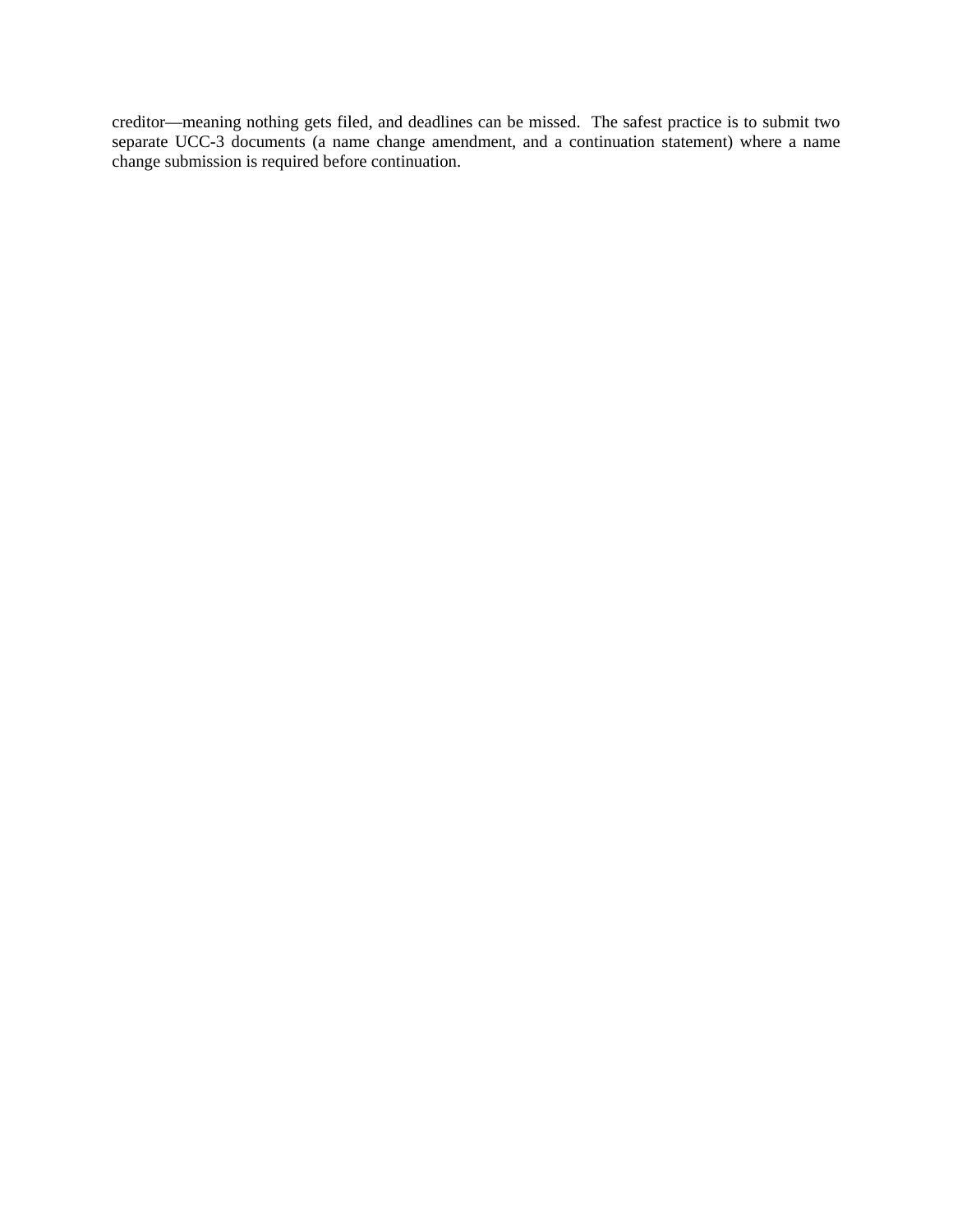creditor—meaning nothing gets filed, and deadlines can be missed. The safest practice is to submit two separate UCC-3 documents (a name change amendment, and a continuation statement) where a name change submission is required before continuation.